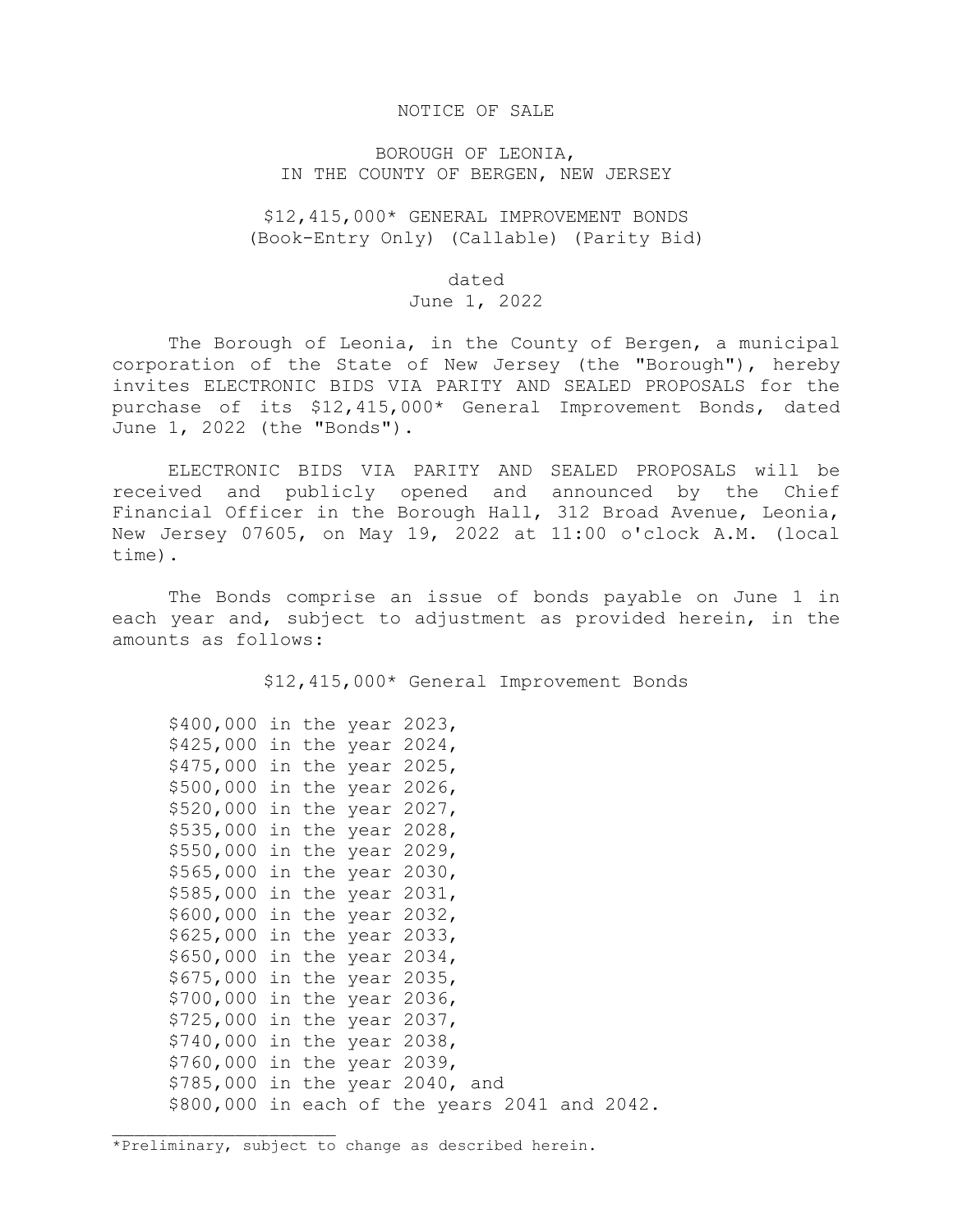# NOTICE OF SALE

## BOROUGH OF LEONIA, IN THE COUNTY OF BERGEN, NEW JERSEY

## $12,415,000* GENERAL IMPROVEMENT BONDS (Book-Entry Only) (Callable) (Parity Bid)

dated
June 1, 2022

The Borough of Leonia, in the County of Bergen, a municipal corporation of the State of New Jersey (the "Borough"), hereby invites ELECTRONIC BIDS VIA PARITY AND SEALED PROPOSALS for the purchase of its $12,415,000* General Improvement Bonds, dated June 1, 2022 (the "Bonds").

ELECTRONIC BIDS VIA PARITY AND SEALED PROPOSALS will be received and publicly opened and announced by the Chief Financial Officer in the Borough Hall, 312 Broad Avenue, Leonia, New Jersey 07605, on May 19, 2022 at 11:00 o'clock A.M. (local time).

The Bonds comprise an issue of bonds payable on June 1 in each year and, subject to adjustment as provided herein, in the amounts as follows:

$12,415,000* General Improvement Bonds

$400,000 in the year 2023,
$425,000 in the year 2024,
$475,000 in the year 2025,
$500,000 in the year 2026,
$520,000 in the year 2027,
$535,000 in the year 2028,
$550,000 in the year 2029,
$565,000 in the year 2030,
$585,000 in the year 2031,
$600,000 in the year 2032,
$625,000 in the year 2033,
$650,000 in the year 2034,
$675,000 in the year 2035,
$700,000 in the year 2036,
$725,000 in the year 2037,
$740,000 in the year 2038,
$760,000 in the year 2039,
$785,000 in the year 2040, and
$800,000 in each of the years 2041 and 2042.

---

*Preliminary, subject to change as described herein.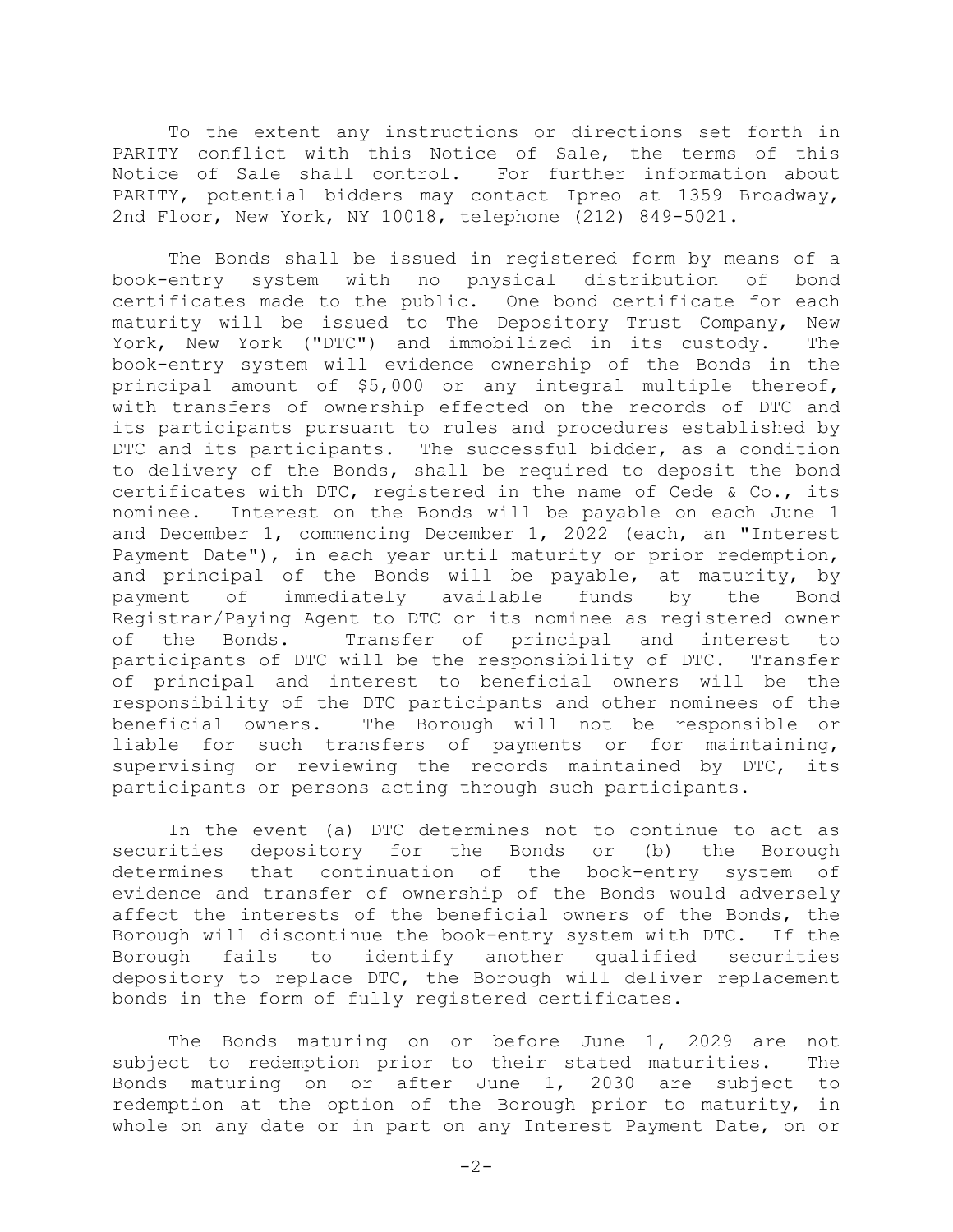To the extent any instructions or directions set forth in PARITY conflict with this Notice of Sale, the terms of this Notice of Sale shall control. For further information about PARITY, potential bidders may contact Ipreo at 1359 Broadway, 2nd Floor, New York, NY 10018, telephone (212) 849-5021.

The Bonds shall be issued in registered form by means of a book-entry system with no physical distribution of bond certificates made to the public. One bond certificate for each maturity will be issued to The Depository Trust Company, New York, New York ("DTC") and immobilized in its custody. The book-entry system will evidence ownership of the Bonds in the principal amount of $5,000 or any integral multiple thereof, with transfers of ownership effected on the records of DTC and its participants pursuant to rules and procedures established by DTC and its participants. The successful bidder, as a condition to delivery of the Bonds, shall be required to deposit the bond certificates with DTC, registered in the name of Cede & Co., its nominee. Interest on the Bonds will be payable on each June 1 and December 1, commencing December 1, 2022 (each, an "Interest Payment Date"), in each year until maturity or prior redemption, and principal of the Bonds will be payable, at maturity, by payment of immediately available funds by the Bond Registrar/Paying Agent to DTC or its nominee as registered owner of the Bonds. Transfer of principal and interest to participants of DTC will be the responsibility of DTC. Transfer of principal and interest to beneficial owners will be the responsibility of the DTC participants and other nominees of the beneficial owners. The Borough will not be responsible or liable for such transfers of payments or for maintaining, supervising or reviewing the records maintained by DTC, its participants or persons acting through such participants.

In the event (a) DTC determines not to continue to act as securities depository for the Bonds or (b) the Borough determines that continuation of the book-entry system of evidence and transfer of ownership of the Bonds would adversely affect the interests of the beneficial owners of the Bonds, the Borough will discontinue the book-entry system with DTC. If the Borough fails to identify another qualified securities depository to replace DTC, the Borough will deliver replacement bonds in the form of fully registered certificates.

The Bonds maturing on or before June 1, 2029 are not subject to redemption prior to their stated maturities. The Bonds maturing on or after June 1, 2030 are subject to redemption at the option of the Borough prior to maturity, in whole on any date or in part on any Interest Payment Date, on or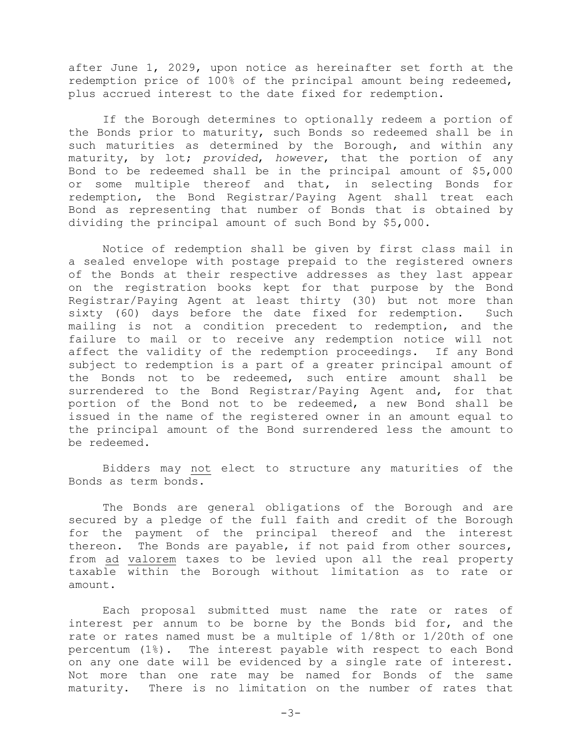after June 1, 2029, upon notice as hereinafter set forth at the redemption price of 100% of the principal amount being redeemed, plus accrued interest to the date fixed for redemption.

If the Borough determines to optionally redeem a portion of the Bonds prior to maturity, such Bonds so redeemed shall be in such maturities as determined by the Borough, and within any maturity, by lot; *provided*, *however*, that the portion of any Bond to be redeemed shall be in the principal amount of $5,000 or some multiple thereof and that, in selecting Bonds for redemption, the Bond Registrar/Paying Agent shall treat each Bond as representing that number of Bonds that is obtained by dividing the principal amount of such Bond by $5,000.

Notice of redemption shall be given by first class mail in a sealed envelope with postage prepaid to the registered owners of the Bonds at their respective addresses as they last appear on the registration books kept for that purpose by the Bond Registrar/Paying Agent at least thirty (30) but not more than sixty (60) days before the date fixed for redemption. Such mailing is not a condition precedent to redemption, and the failure to mail or to receive any redemption notice will not affect the validity of the redemption proceedings. If any Bond subject to redemption is a part of a greater principal amount of the Bonds not to be redeemed, such entire amount shall be surrendered to the Bond Registrar/Paying Agent and, for that portion of the Bond not to be redeemed, a new Bond shall be issued in the name of the registered owner in an amount equal to the principal amount of the Bond surrendered less the amount to be redeemed.

Bidders may not elect to structure any maturities of the Bonds as term bonds.

The Bonds are general obligations of the Borough and are secured by a pledge of the full faith and credit of the Borough for the payment of the principal thereof and the interest thereon. The Bonds are payable, if not paid from other sources, from ad valorem taxes to be levied upon all the real property taxable within the Borough without limitation as to rate or amount.

Each proposal submitted must name the rate or rates of interest per annum to be borne by the Bonds bid for, and the rate or rates named must be a multiple of 1/8th or 1/20th of one percentum (1%). The interest payable with respect to each Bond on any one date will be evidenced by a single rate of interest. Not more than one rate may be named for Bonds of the same maturity. There is no limitation on the number of rates that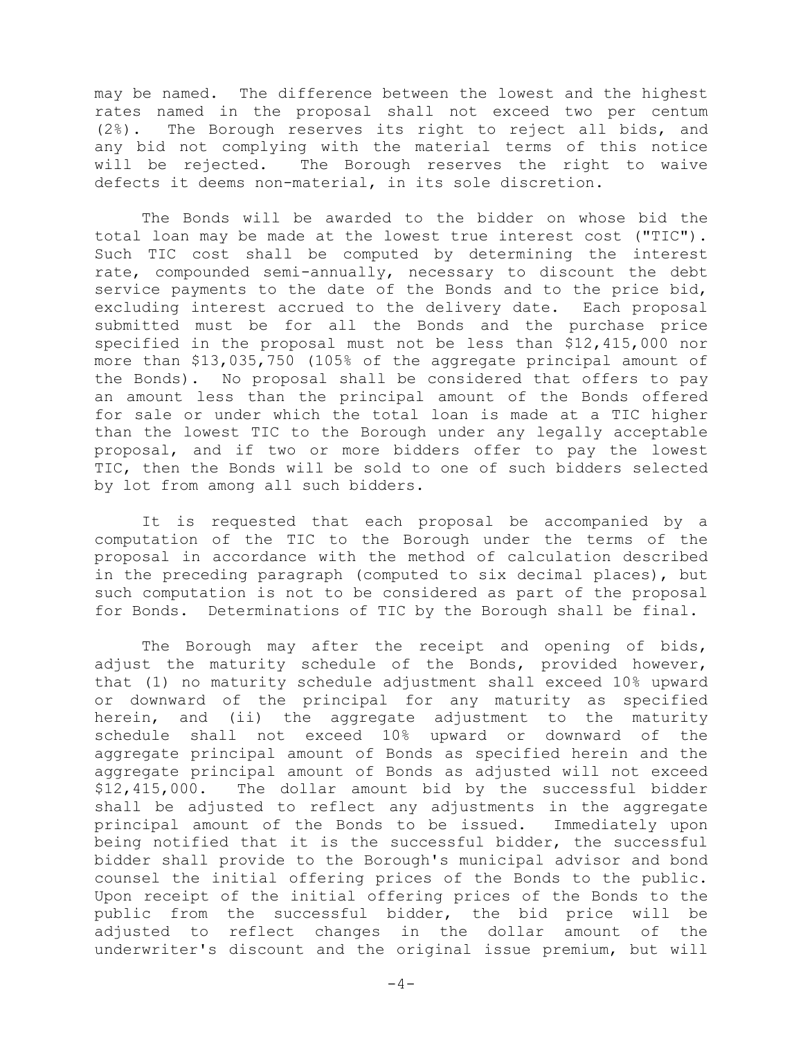may be named. The difference between the lowest and the highest rates named in the proposal shall not exceed two per centum (2%). The Borough reserves its right to reject all bids, and any bid not complying with the material terms of this notice will be rejected. The Borough reserves the right to waive defects it deems non-material, in its sole discretion.

The Bonds will be awarded to the bidder on whose bid the total loan may be made at the lowest true interest cost ("TIC"). Such TIC cost shall be computed by determining the interest rate, compounded semi-annually, necessary to discount the debt service payments to the date of the Bonds and to the price bid, excluding interest accrued to the delivery date. Each proposal submitted must be for all the Bonds and the purchase price specified in the proposal must not be less than $12,415,000 nor more than $13,035,750 (105% of the aggregate principal amount of the Bonds). No proposal shall be considered that offers to pay an amount less than the principal amount of the Bonds offered for sale or under which the total loan is made at a TIC higher than the lowest TIC to the Borough under any legally acceptable proposal, and if two or more bidders offer to pay the lowest TIC, then the Bonds will be sold to one of such bidders selected by lot from among all such bidders.

It is requested that each proposal be accompanied by a computation of the TIC to the Borough under the terms of the proposal in accordance with the method of calculation described in the preceding paragraph (computed to six decimal places), but such computation is not to be considered as part of the proposal for Bonds. Determinations of TIC by the Borough shall be final.

The Borough may after the receipt and opening of bids, adjust the maturity schedule of the Bonds, provided however, that (1) no maturity schedule adjustment shall exceed 10% upward or downward of the principal for any maturity as specified herein, and (ii) the aggregate adjustment to the maturity schedule shall not exceed 10% upward or downward of the aggregate principal amount of Bonds as specified herein and the aggregate principal amount of Bonds as adjusted will not exceed $12,415,000. The dollar amount bid by the successful bidder shall be adjusted to reflect any adjustments in the aggregate principal amount of the Bonds to be issued. Immediately upon being notified that it is the successful bidder, the successful bidder shall provide to the Borough's municipal advisor and bond counsel the initial offering prices of the Bonds to the public. Upon receipt of the initial offering prices of the Bonds to the public from the successful bidder, the bid price will be adjusted to reflect changes in the dollar amount of the underwriter's discount and the original issue premium, but will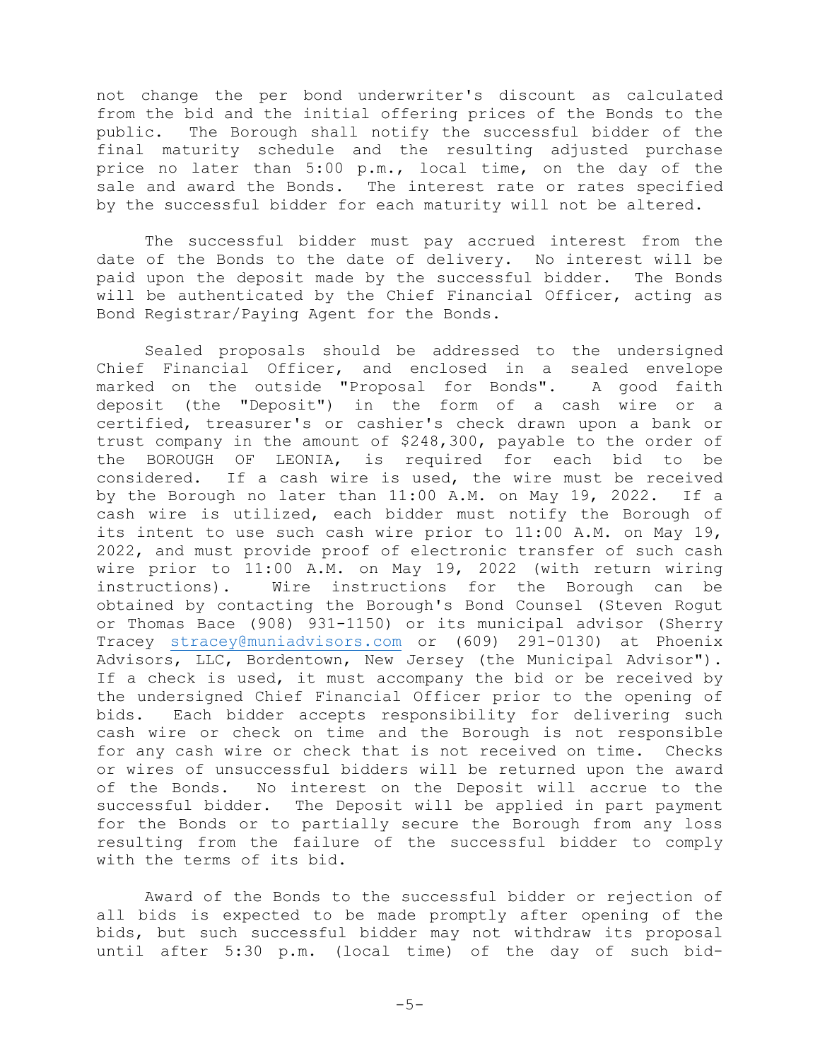not change the per bond underwriter's discount as calculated from the bid and the initial offering prices of the Bonds to the public. The Borough shall notify the successful bidder of the final maturity schedule and the resulting adjusted purchase price no later than 5:00 p.m., local time, on the day of the sale and award the Bonds. The interest rate or rates specified by the successful bidder for each maturity will not be altered.

The successful bidder must pay accrued interest from the date of the Bonds to the date of delivery. No interest will be paid upon the deposit made by the successful bidder. The Bonds will be authenticated by the Chief Financial Officer, acting as Bond Registrar/Paying Agent for the Bonds.

Sealed proposals should be addressed to the undersigned Chief Financial Officer, and enclosed in a sealed envelope marked on the outside "Proposal for Bonds". A good faith deposit (the "Deposit") in the form of a cash wire or a certified, treasurer's or cashier's check drawn upon a bank or trust company in the amount of $248,300, payable to the order of the BOROUGH OF LEONIA, is required for each bid to be considered. If a cash wire is used, the wire must be received by the Borough no later than 11:00 A.M. on May 19, 2022. If a cash wire is utilized, each bidder must notify the Borough of its intent to use such cash wire prior to 11:00 A.M. on May 19, 2022, and must provide proof of electronic transfer of such cash wire prior to 11:00 A.M. on May 19, 2022 (with return wiring instructions). Wire instructions for the Borough can be obtained by contacting the Borough's Bond Counsel (Steven Rogut or Thomas Bace (908) 931-1150) or its municipal advisor (Sherry Tracey stracey@muniadvisors.com or (609) 291-0130) at Phoenix Advisors, LLC, Bordentown, New Jersey (the Municipal Advisor"). If a check is used, it must accompany the bid or be received by the undersigned Chief Financial Officer prior to the opening of bids. Each bidder accepts responsibility for delivering such cash wire or check on time and the Borough is not responsible for any cash wire or check that is not received on time. Checks or wires of unsuccessful bidders will be returned upon the award of the Bonds. No interest on the Deposit will accrue to the successful bidder. The Deposit will be applied in part payment for the Bonds or to partially secure the Borough from any loss resulting from the failure of the successful bidder to comply with the terms of its bid.

Award of the Bonds to the successful bidder or rejection of all bids is expected to be made promptly after opening of the bids, but such successful bidder may not withdraw its proposal until after 5:30 p.m. (local time) of the day of such bid-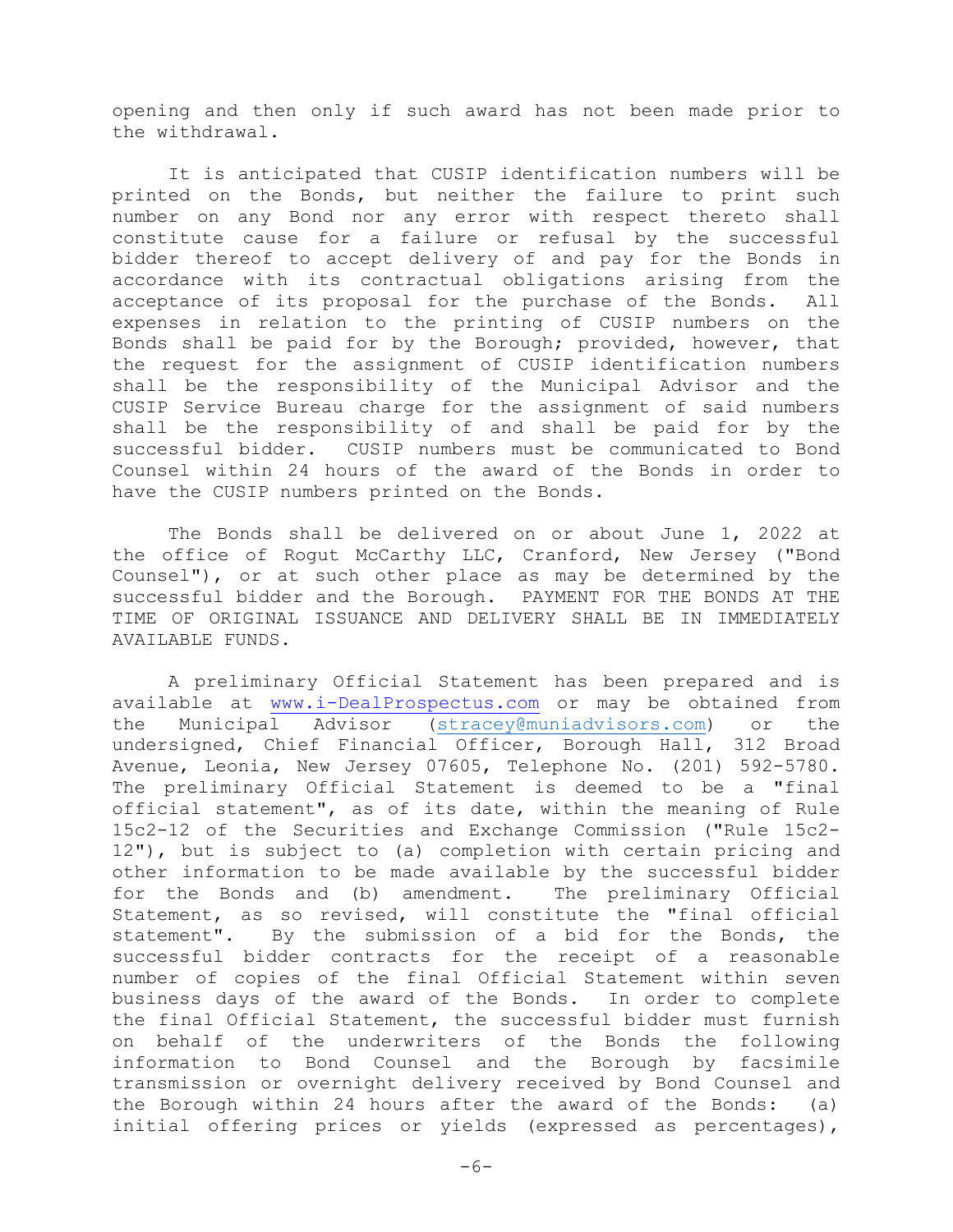opening and then only if such award has not been made prior to the withdrawal.

It is anticipated that CUSIP identification numbers will be printed on the Bonds, but neither the failure to print such number on any Bond nor any error with respect thereto shall constitute cause for a failure or refusal by the successful bidder thereof to accept delivery of and pay for the Bonds in accordance with its contractual obligations arising from the acceptance of its proposal for the purchase of the Bonds. All expenses in relation to the printing of CUSIP numbers on the Bonds shall be paid for by the Borough; provided, however, that the request for the assignment of CUSIP identification numbers shall be the responsibility of the Municipal Advisor and the CUSIP Service Bureau charge for the assignment of said numbers shall be the responsibility of and shall be paid for by the successful bidder. CUSIP numbers must be communicated to Bond Counsel within 24 hours of the award of the Bonds in order to have the CUSIP numbers printed on the Bonds.

The Bonds shall be delivered on or about June 1, 2022 at the office of Rogut McCarthy LLC, Cranford, New Jersey ("Bond Counsel"), or at such other place as may be determined by the successful bidder and the Borough. PAYMENT FOR THE BONDS AT THE TIME OF ORIGINAL ISSUANCE AND DELIVERY SHALL BE IN IMMEDIATELY AVAILABLE FUNDS.

A preliminary Official Statement has been prepared and is available at www.i-DealProspectus.com or may be obtained from the Municipal Advisor (stracey@muniadvisors.com) or the undersigned, Chief Financial Officer, Borough Hall, 312 Broad Avenue, Leonia, New Jersey 07605, Telephone No. (201) 592-5780. The preliminary Official Statement is deemed to be a "final official statement", as of its date, within the meaning of Rule 15c2-12 of the Securities and Exchange Commission ("Rule 15c2-12"), but is subject to (a) completion with certain pricing and other information to be made available by the successful bidder for the Bonds and (b) amendment. The preliminary Official Statement, as so revised, will constitute the "final official statement". By the submission of a bid for the Bonds, the successful bidder contracts for the receipt of a reasonable number of copies of the final Official Statement within seven business days of the award of the Bonds. In order to complete the final Official Statement, the successful bidder must furnish on behalf of the underwriters of the Bonds the following information to Bond Counsel and the Borough by facsimile transmission or overnight delivery received by Bond Counsel and the Borough within 24 hours after the award of the Bonds: (a) initial offering prices or yields (expressed as percentages),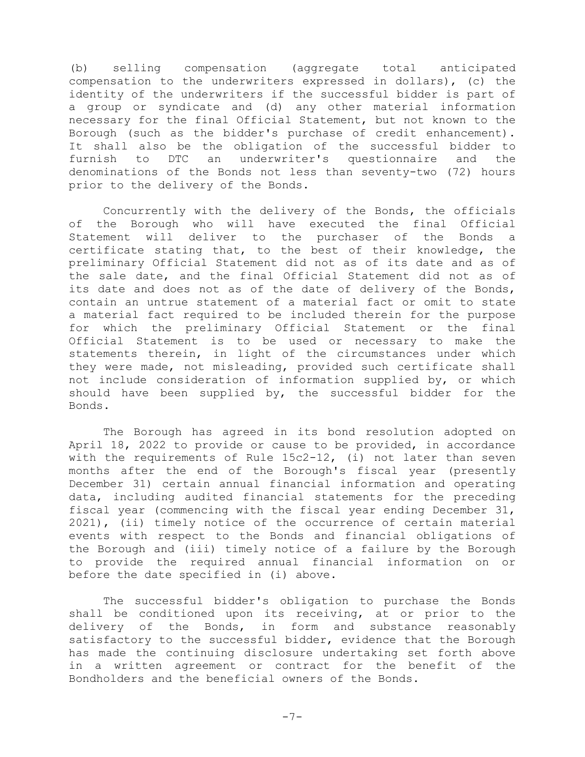(b) selling compensation (aggregate total anticipated compensation to the underwriters expressed in dollars), (c) the identity of the underwriters if the successful bidder is part of a group or syndicate and (d) any other material information necessary for the final Official Statement, but not known to the Borough (such as the bidder's purchase of credit enhancement). It shall also be the obligation of the successful bidder to furnish to DTC an underwriter's questionnaire and the denominations of the Bonds not less than seventy-two (72) hours prior to the delivery of the Bonds.

Concurrently with the delivery of the Bonds, the officials of the Borough who will have executed the final Official Statement will deliver to the purchaser of the Bonds a certificate stating that, to the best of their knowledge, the preliminary Official Statement did not as of its date and as of the sale date, and the final Official Statement did not as of its date and does not as of the date of delivery of the Bonds, contain an untrue statement of a material fact or omit to state a material fact required to be included therein for the purpose for which the preliminary Official Statement or the final Official Statement is to be used or necessary to make the statements therein, in light of the circumstances under which they were made, not misleading, provided such certificate shall not include consideration of information supplied by, or which should have been supplied by, the successful bidder for the Bonds.

The Borough has agreed in its bond resolution adopted on April 18, 2022 to provide or cause to be provided, in accordance with the requirements of Rule 15c2-12, (i) not later than seven months after the end of the Borough's fiscal year (presently December 31) certain annual financial information and operating data, including audited financial statements for the preceding fiscal year (commencing with the fiscal year ending December 31, 2021), (ii) timely notice of the occurrence of certain material events with respect to the Bonds and financial obligations of the Borough and (iii) timely notice of a failure by the Borough to provide the required annual financial information on or before the date specified in (i) above.

The successful bidder's obligation to purchase the Bonds shall be conditioned upon its receiving, at or prior to the delivery of the Bonds, in form and substance reasonably satisfactory to the successful bidder, evidence that the Borough has made the continuing disclosure undertaking set forth above in a written agreement or contract for the benefit of the Bondholders and the beneficial owners of the Bonds.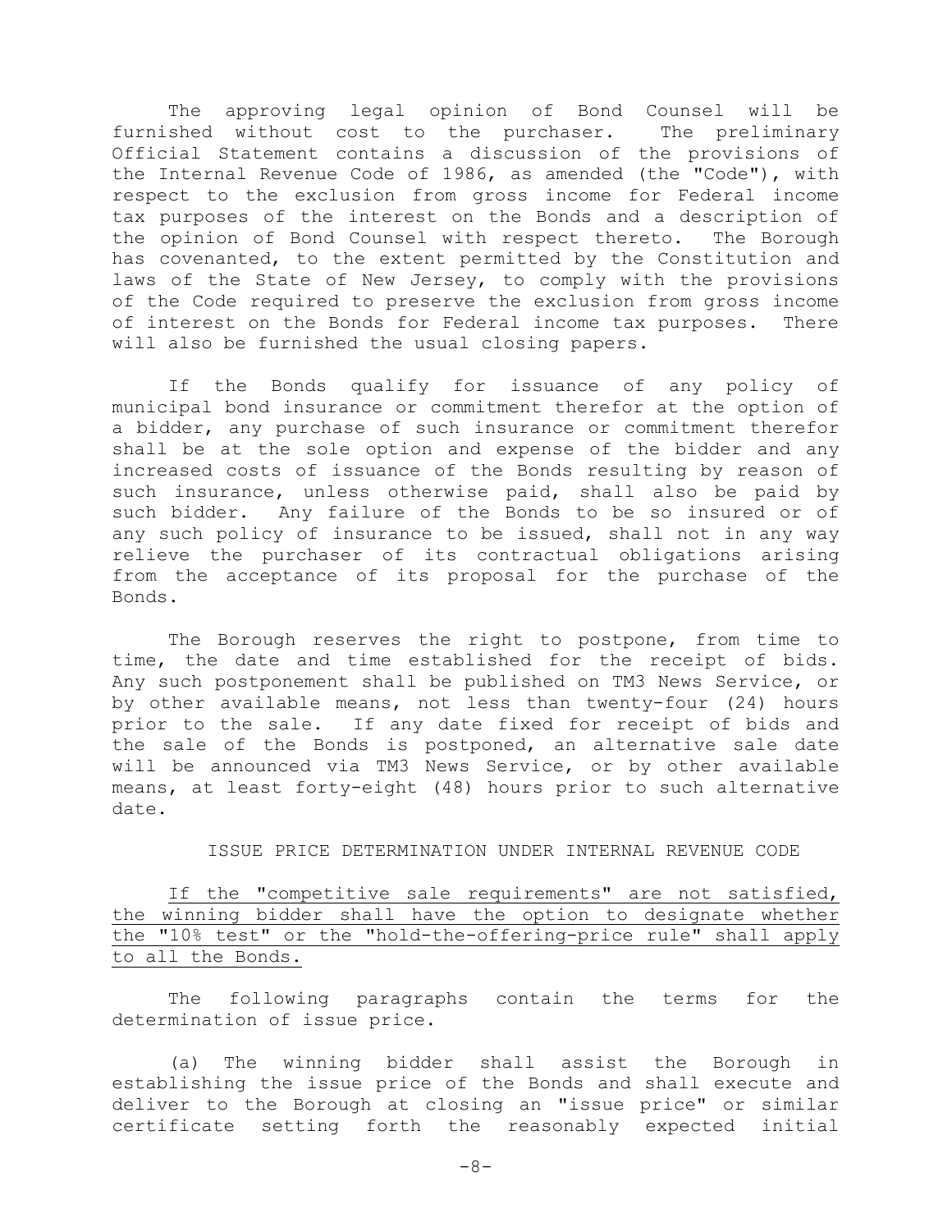The approving legal opinion of Bond Counsel will be furnished without cost to the purchaser. The preliminary Official Statement contains a discussion of the provisions of the Internal Revenue Code of 1986, as amended (the "Code"), with respect to the exclusion from gross income for Federal income tax purposes of the interest on the Bonds and a description of the opinion of Bond Counsel with respect thereto. The Borough has covenanted, to the extent permitted by the Constitution and laws of the State of New Jersey, to comply with the provisions of the Code required to preserve the exclusion from gross income of interest on the Bonds for Federal income tax purposes. There will also be furnished the usual closing papers.

If the Bonds qualify for issuance of any policy of municipal bond insurance or commitment therefor at the option of a bidder, any purchase of such insurance or commitment therefor shall be at the sole option and expense of the bidder and any increased costs of issuance of the Bonds resulting by reason of such insurance, unless otherwise paid, shall also be paid by such bidder. Any failure of the Bonds to be so insured or of any such policy of insurance to be issued, shall not in any way relieve the purchaser of its contractual obligations arising from the acceptance of its proposal for the purchase of the Bonds.

The Borough reserves the right to postpone, from time to time, the date and time established for the receipt of bids. Any such postponement shall be published on TM3 News Service, or by other available means, not less than twenty-four (24) hours prior to the sale. If any date fixed for receipt of bids and the sale of the Bonds is postponed, an alternative sale date will be announced via TM3 News Service, or by other available means, at least forty-eight (48) hours prior to such alternative date.

## ISSUE PRICE DETERMINATION UNDER INTERNAL REVENUE CODE

If the "competitive sale requirements" are not satisfied, the winning bidder shall have the option to designate whether the "10% test" or the "hold-the-offering-price rule" shall apply to all the Bonds.

The following paragraphs contain the terms for the determination of issue price.

(a) The winning bidder shall assist the Borough in establishing the issue price of the Bonds and shall execute and deliver to the Borough at closing an "issue price" or similar certificate setting forth the reasonably expected initial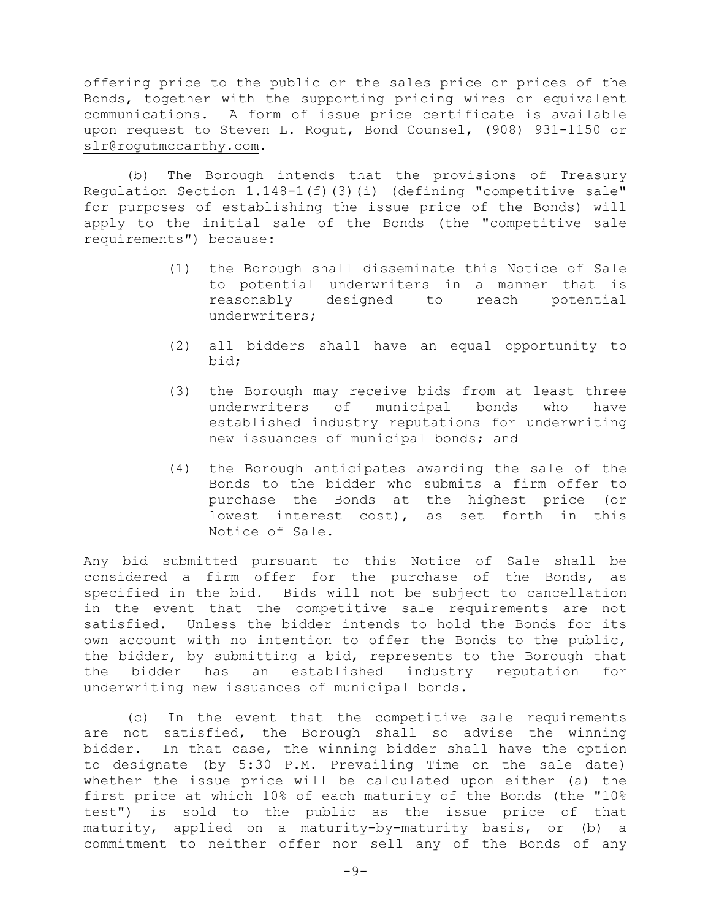offering price to the public or the sales price or prices of the Bonds, together with the supporting pricing wires or equivalent communications. A form of issue price certificate is available upon request to Steven L. Rogut, Bond Counsel, (908) 931-1150 or slr@rogutmccarthy.com.

(b) The Borough intends that the provisions of Treasury Regulation Section 1.148-1(f)(3)(i) (defining "competitive sale" for purposes of establishing the issue price of the Bonds) will apply to the initial sale of the Bonds (the "competitive sale requirements") because:

(1) the Borough shall disseminate this Notice of Sale to potential underwriters in a manner that is reasonably designed to reach potential underwriters;

(2) all bidders shall have an equal opportunity to bid;

(3) the Borough may receive bids from at least three underwriters of municipal bonds who have established industry reputations for underwriting new issuances of municipal bonds; and

(4) the Borough anticipates awarding the sale of the Bonds to the bidder who submits a firm offer to purchase the Bonds at the highest price (or lowest interest cost), as set forth in this Notice of Sale.

Any bid submitted pursuant to this Notice of Sale shall be considered a firm offer for the purchase of the Bonds, as specified in the bid. Bids will not be subject to cancellation in the event that the competitive sale requirements are not satisfied. Unless the bidder intends to hold the Bonds for its own account with no intention to offer the Bonds to the public, the bidder, by submitting a bid, represents to the Borough that the bidder has an established industry reputation for underwriting new issuances of municipal bonds.

(c) In the event that the competitive sale requirements are not satisfied, the Borough shall so advise the winning bidder. In that case, the winning bidder shall have the option to designate (by 5:30 P.M. Prevailing Time on the sale date) whether the issue price will be calculated upon either (a) the first price at which 10% of each maturity of the Bonds (the "10% test") is sold to the public as the issue price of that maturity, applied on a maturity-by-maturity basis, or (b) a commitment to neither offer nor sell any of the Bonds of any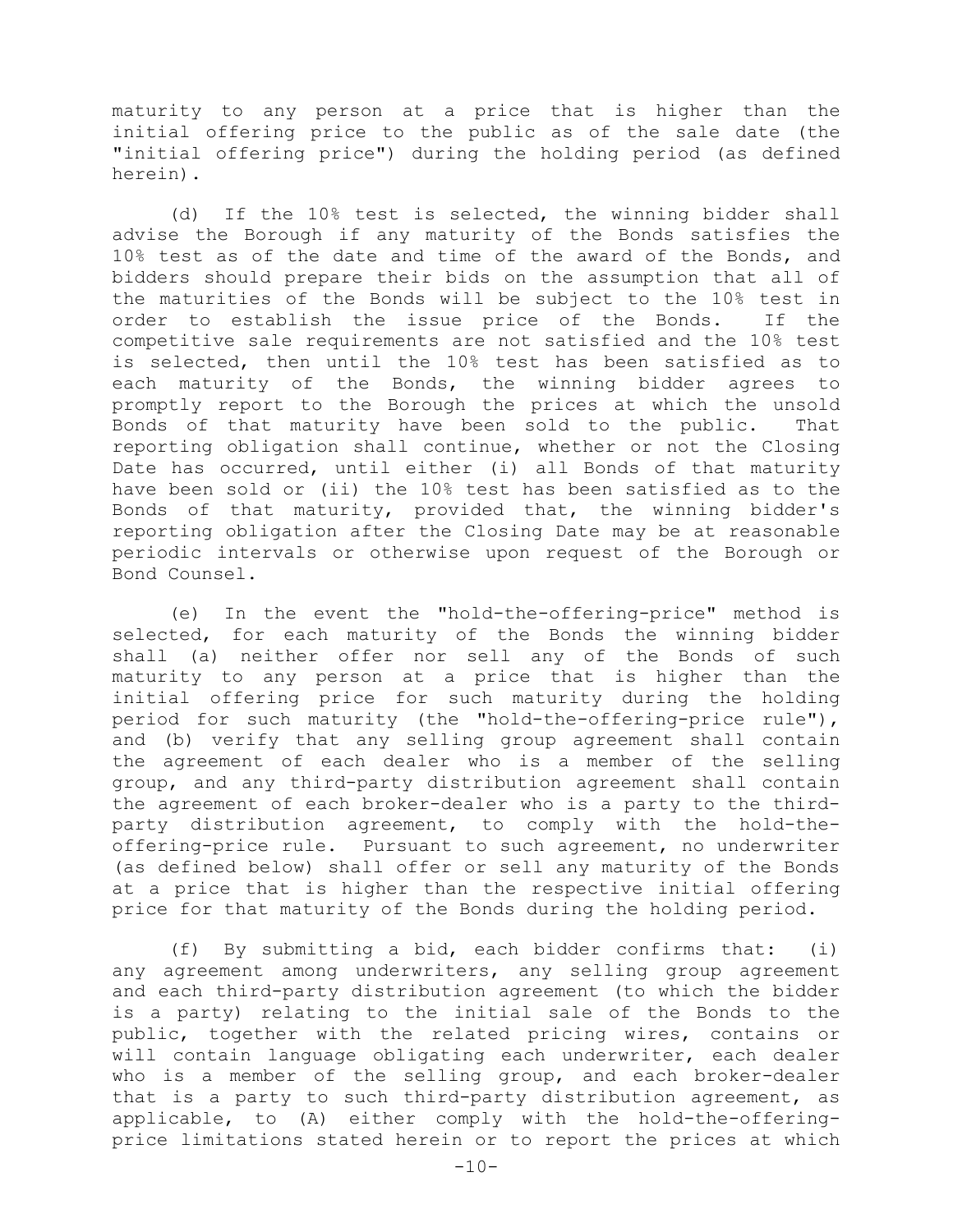maturity to any person at a price that is higher than the initial offering price to the public as of the sale date (the "initial offering price") during the holding period (as defined herein).

(d) If the 10% test is selected, the winning bidder shall advise the Borough if any maturity of the Bonds satisfies the 10% test as of the date and time of the award of the Bonds, and bidders should prepare their bids on the assumption that all of the maturities of the Bonds will be subject to the 10% test in order to establish the issue price of the Bonds. If the competitive sale requirements are not satisfied and the 10% test is selected, then until the 10% test has been satisfied as to each maturity of the Bonds, the winning bidder agrees to promptly report to the Borough the prices at which the unsold Bonds of that maturity have been sold to the public. That reporting obligation shall continue, whether or not the Closing Date has occurred, until either (i) all Bonds of that maturity have been sold or (ii) the 10% test has been satisfied as to the Bonds of that maturity, provided that, the winning bidder's reporting obligation after the Closing Date may be at reasonable periodic intervals or otherwise upon request of the Borough or Bond Counsel.

(e) In the event the "hold-the-offering-price" method is selected, for each maturity of the Bonds the winning bidder shall (a) neither offer nor sell any of the Bonds of such maturity to any person at a price that is higher than the initial offering price for such maturity during the holding period for such maturity (the "hold-the-offering-price rule"), and (b) verify that any selling group agreement shall contain the agreement of each dealer who is a member of the selling group, and any third-party distribution agreement shall contain the agreement of each broker-dealer who is a party to the third-party distribution agreement, to comply with the hold-the-offering-price rule. Pursuant to such agreement, no underwriter (as defined below) shall offer or sell any maturity of the Bonds at a price that is higher than the respective initial offering price for that maturity of the Bonds during the holding period.

(f) By submitting a bid, each bidder confirms that: (i) any agreement among underwriters, any selling group agreement and each third-party distribution agreement (to which the bidder is a party) relating to the initial sale of the Bonds to the public, together with the related pricing wires, contains or will contain language obligating each underwriter, each dealer who is a member of the selling group, and each broker-dealer that is a party to such third-party distribution agreement, as applicable, to (A) either comply with the hold-the-offering-price limitations stated herein or to report the prices at which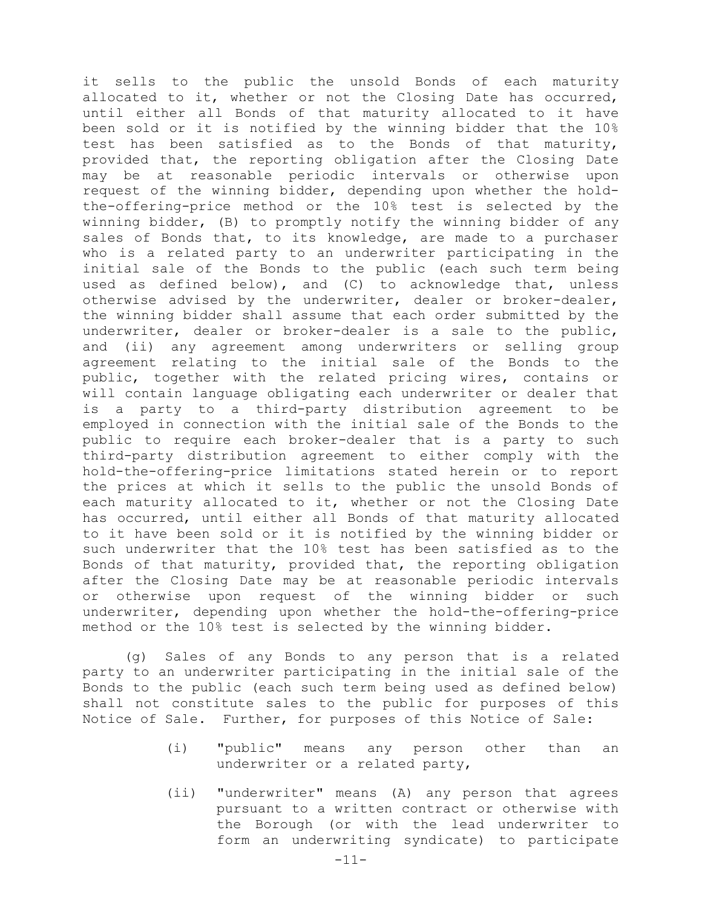it sells to the public the unsold Bonds of each maturity allocated to it, whether or not the Closing Date has occurred, until either all Bonds of that maturity allocated to it have been sold or it is notified by the winning bidder that the 10% test has been satisfied as to the Bonds of that maturity, provided that, the reporting obligation after the Closing Date may be at reasonable periodic intervals or otherwise upon request of the winning bidder, depending upon whether the hold-the-offering-price method or the 10% test is selected by the winning bidder, (B) to promptly notify the winning bidder of any sales of Bonds that, to its knowledge, are made to a purchaser who is a related party to an underwriter participating in the initial sale of the Bonds to the public (each such term being used as defined below), and (C) to acknowledge that, unless otherwise advised by the underwriter, dealer or broker-dealer, the winning bidder shall assume that each order submitted by the underwriter, dealer or broker-dealer is a sale to the public, and (ii) any agreement among underwriters or selling group agreement relating to the initial sale of the Bonds to the public, together with the related pricing wires, contains or will contain language obligating each underwriter or dealer that is a party to a third-party distribution agreement to be employed in connection with the initial sale of the Bonds to the public to require each broker-dealer that is a party to such third-party distribution agreement to either comply with the hold-the-offering-price limitations stated herein or to report the prices at which it sells to the public the unsold Bonds of each maturity allocated to it, whether or not the Closing Date has occurred, until either all Bonds of that maturity allocated to it have been sold or it is notified by the winning bidder or such underwriter that the 10% test has been satisfied as to the Bonds of that maturity, provided that, the reporting obligation after the Closing Date may be at reasonable periodic intervals or otherwise upon request of the winning bidder or such underwriter, depending upon whether the hold-the-offering-price method or the 10% test is selected by the winning bidder.

(g) Sales of any Bonds to any person that is a related party to an underwriter participating in the initial sale of the Bonds to the public (each such term being used as defined below) shall not constitute sales to the public for purposes of this Notice of Sale. Further, for purposes of this Notice of Sale:

(i) "public" means any person other than an underwriter or a related party,

(ii) "underwriter" means (A) any person that agrees pursuant to a written contract or otherwise with the Borough (or with the lead underwriter to form an underwriting syndicate) to participate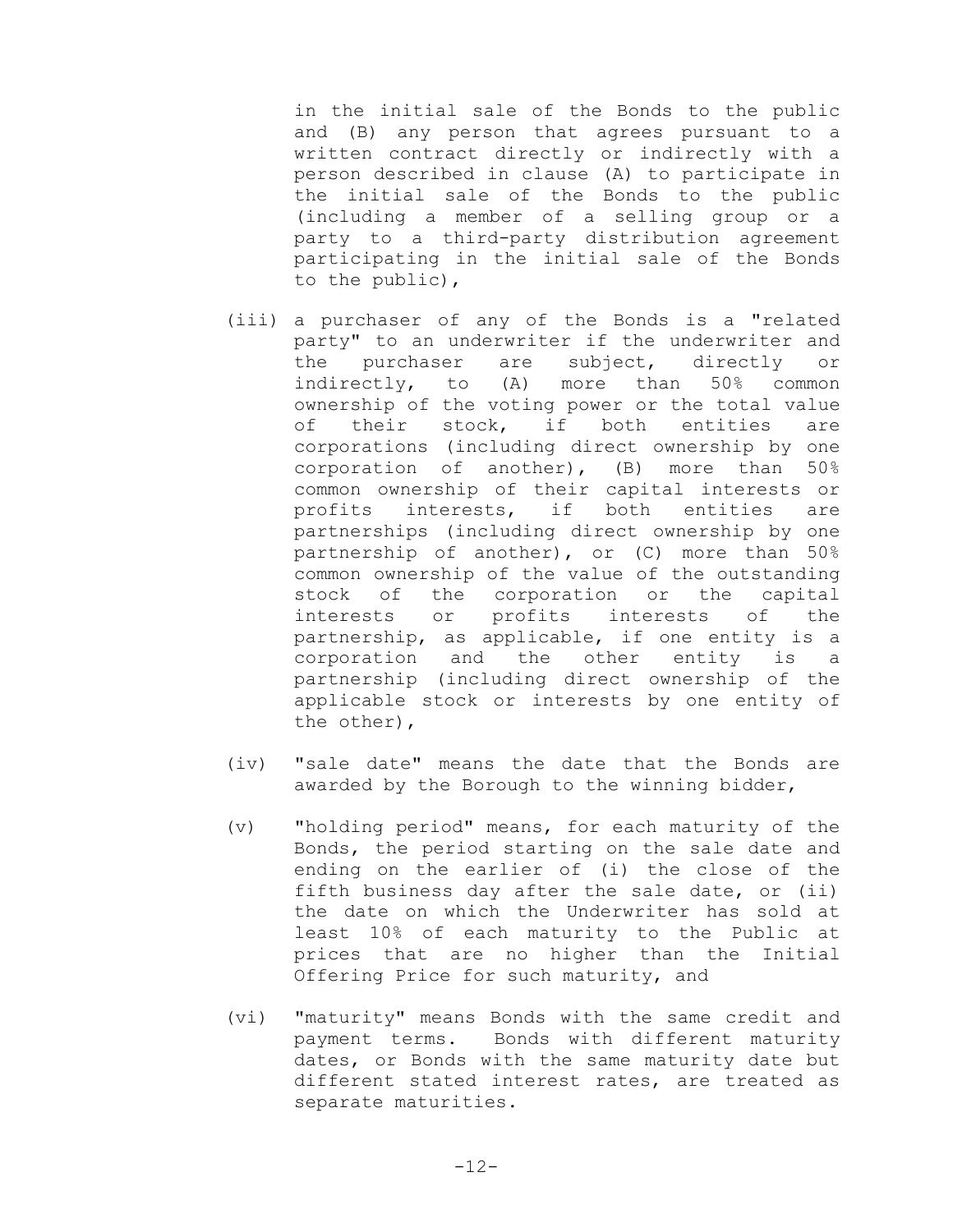in the initial sale of the Bonds to the public and (B) any person that agrees pursuant to a written contract directly or indirectly with a person described in clause (A) to participate in the initial sale of the Bonds to the public (including a member of a selling group or a party to a third-party distribution agreement participating in the initial sale of the Bonds to the public),

(iii) a purchaser of any of the Bonds is a "related party" to an underwriter if the underwriter and the purchaser are subject, directly or indirectly, to (A) more than 50% common ownership of the voting power or the total value of their stock, if both entities are corporations (including direct ownership by one corporation of another), (B) more than 50% common ownership of their capital interests or profits interests, if both entities are partnerships (including direct ownership by one partnership of another), or (C) more than 50% common ownership of the value of the outstanding stock of the corporation or the capital interests or profits interests of the partnership, as applicable, if one entity is a corporation and the other entity is a partnership (including direct ownership of the applicable stock or interests by one entity of the other),

(iv) "sale date" means the date that the Bonds are awarded by the Borough to the winning bidder,

(v) "holding period" means, for each maturity of the Bonds, the period starting on the sale date and ending on the earlier of (i) the close of the fifth business day after the sale date, or (ii) the date on which the Underwriter has sold at least 10% of each maturity to the Public at prices that are no higher than the Initial Offering Price for such maturity, and

(vi) "maturity" means Bonds with the same credit and payment terms. Bonds with different maturity dates, or Bonds with the same maturity date but different stated interest rates, are treated as separate maturities.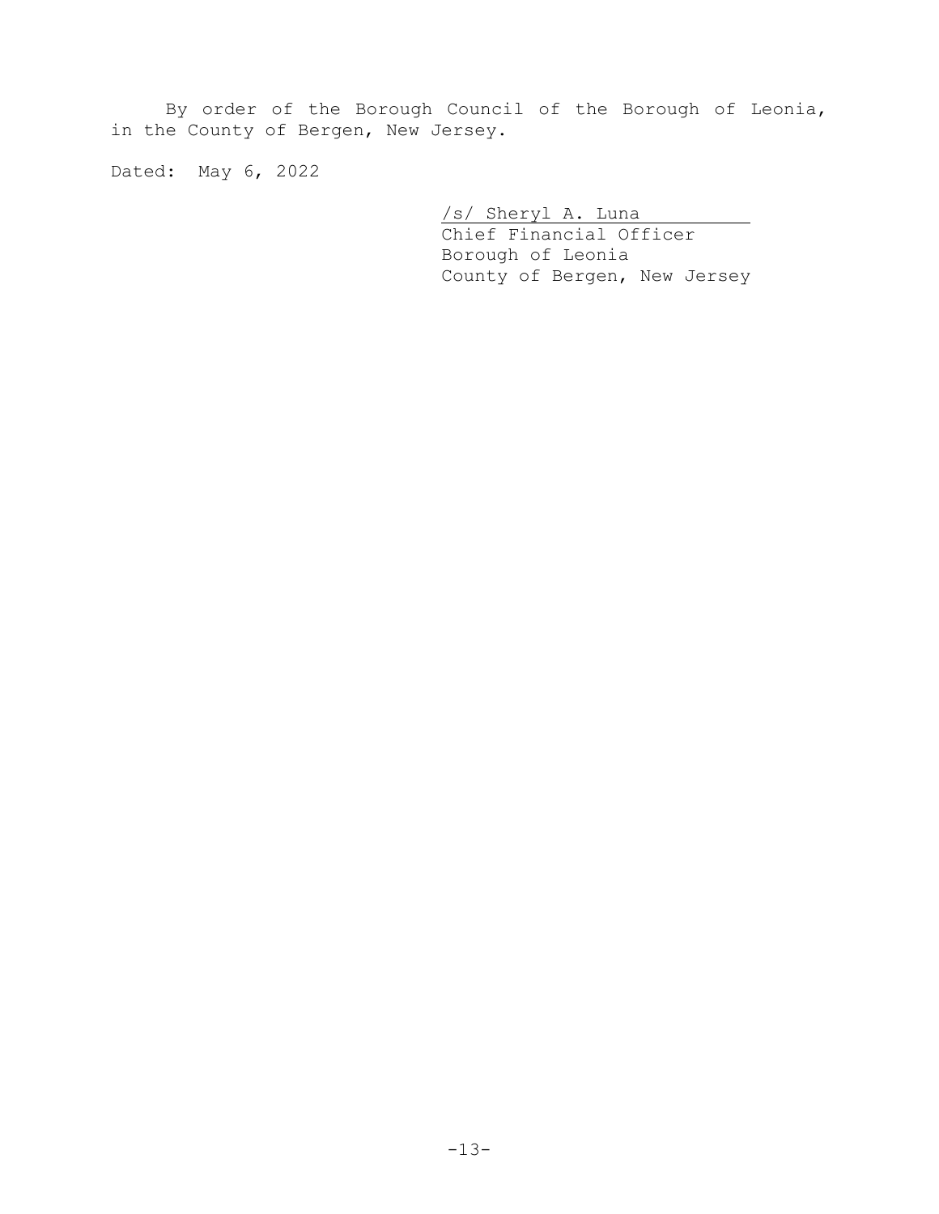By order of the Borough Council of the Borough of Leonia, in the County of Bergen, New Jersey.

Dated: May 6, 2022

/s/ Sheryl A. Luna
Chief Financial Officer
Borough of Leonia
County of Bergen, New Jersey